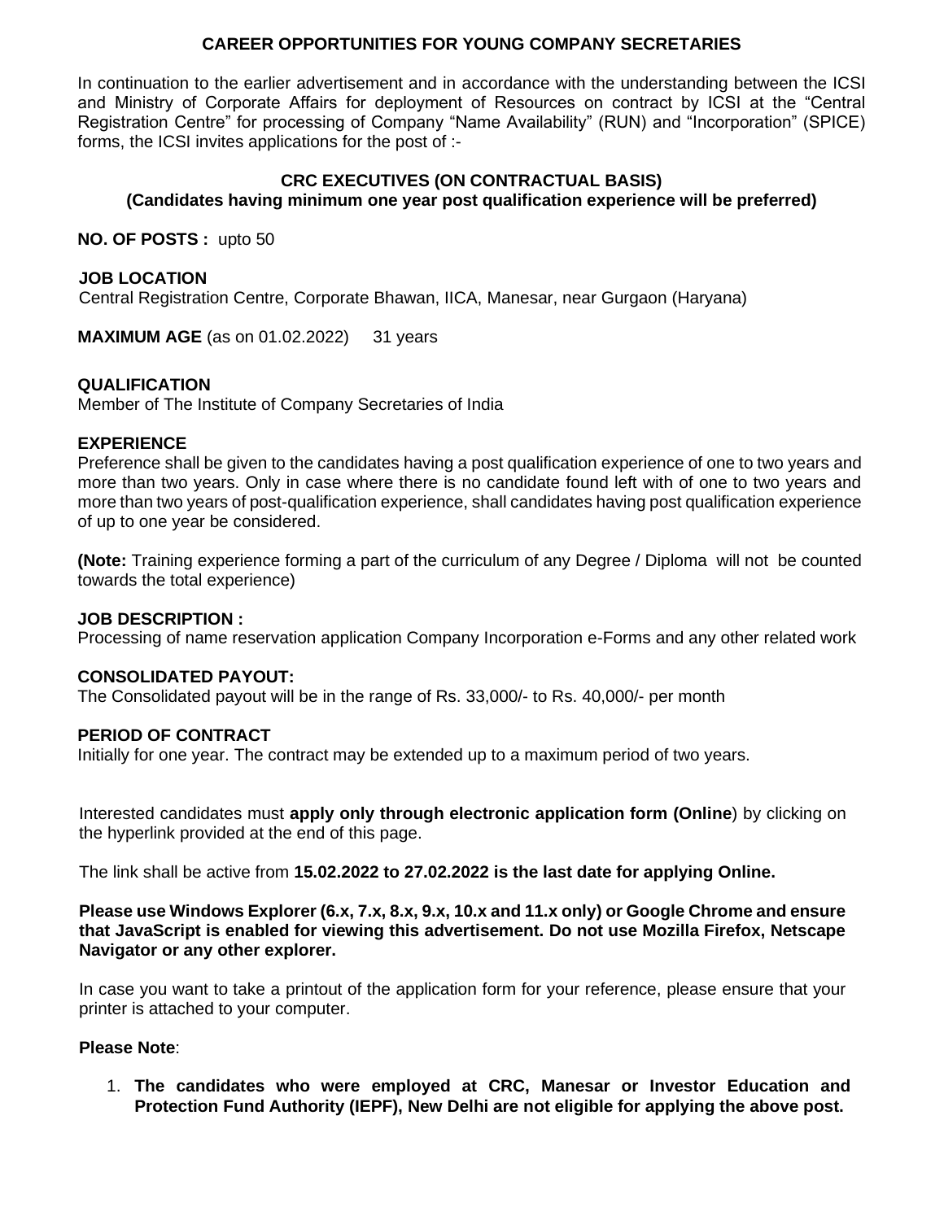# CAREER OPPORTUNITIES FOR YOUNG COMPANY SECRETARIES

In continuation to the earlier advertisement and in accordance with the understanding between the ICSI and Ministry of Corporate Affairs for deployment of Resources on contract by ICSI at the "Central Registration Centre" for processing of Company "Name Availability" (RUN) and "Incorporation" (SPICE) forms, the ICSI invites applications for the post of :-

## CRC EXECUTIVES (ON CONTRACTUAL BASIS)
### (Candidates having minimum one year post qualification experience will be preferred)

**NO. OF POSTS :** upto 50

**JOB LOCATION**
Central Registration Centre, Corporate Bhawan, IICA, Manesar, near Gurgaon (Haryana)

**MAXIMUM AGE** (as on 01.02.2022) 31 years

**QUALIFICATION**
Member of The Institute of Company Secretaries of India

**EXPERIENCE**
Preference shall be given to the candidates having a post qualification experience of one to two years and more than two years. Only in case where there is no candidate found left with of one to two years and more than two years of post-qualification experience, shall candidates having post qualification experience of up to one year be considered.

**(Note:** Training experience forming a part of the curriculum of any Degree / Diploma will not be counted towards the total experience)

**JOB DESCRIPTION :**
Processing of name reservation application Company Incorporation e-Forms and any other related work

**CONSOLIDATED PAYOUT:**
The Consolidated payout will be in the range of Rs. 33,000/- to Rs. 40,000/- per month

**PERIOD OF CONTRACT**
Initially for one year. The contract may be extended up to a maximum period of two years.

Interested candidates must **apply only through electronic application form (Online**) by clicking on the hyperlink provided at the end of this page.

The link shall be active from **15.02.2022 to 27.02.2022 is the last date for applying Online.**

**Please use Windows Explorer (6.x, 7.x, 8.x, 9.x, 10.x and 11.x only) or Google Chrome and ensure that JavaScript is enabled for viewing this advertisement. Do not use Mozilla Firefox, Netscape Navigator or any other explorer.**

In case you want to take a printout of the application form for your reference, please ensure that your printer is attached to your computer.

**Please Note**:

1. **The candidates who were employed at CRC, Manesar or Investor Education and Protection Fund Authority (IEPF), New Delhi are not eligible for applying the above post.**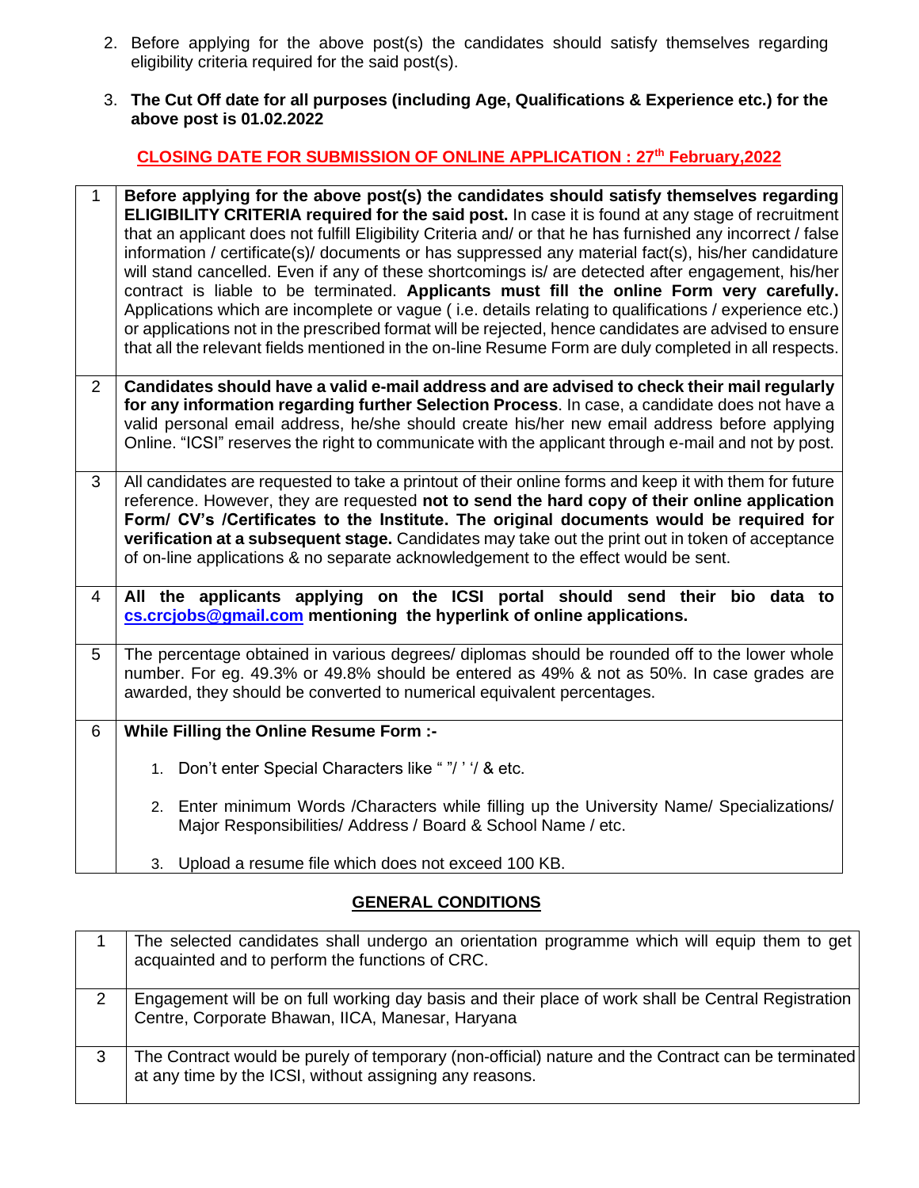2. Before applying for the above post(s) the candidates should satisfy themselves regarding eligibility criteria required for the said post(s).

3. **The Cut Off date for all purposes (including Age, Qualifications & Experience etc.) for the above post is 01.02.2022**

**CLOSING DATE FOR SUBMISSION OF ONLINE APPLICATION : 27th February,2022**

| | |
|---|---|
| 1 | **Before applying for the above post(s) the candidates should satisfy themselves regarding ELIGIBILITY CRITERIA required for the said post**. In case it is found at any stage of recruitment that an applicant does not fulfill Eligibility Criteria and/ or that he has furnished any incorrect / false information / certificate(s)/ documents or has suppressed any material fact(s), his/her candidature will stand cancelled. Even if any of these shortcomings is/ are detected after engagement, his/her contract is liable to be terminated. **Applicants must fill the online Form very carefully.** Applications which are incomplete or vague ( i.e. details relating to qualifications / experience etc.) or applications not in the prescribed format will be rejected, hence candidates are advised to ensure that all the relevant fields mentioned in the on-line Resume Form are duly completed in all respects. |
| 2 | **Candidates should have a valid e-mail address and are advised to check their mail regularly for any information regarding further Selection Process**. In case, a candidate does not have a valid personal email address, he/she should create his/her new email address before applying Online. "ICSI" reserves the right to communicate with the applicant through e-mail and not by post. |
| 3 | All candidates are requested to take a printout of their online forms and keep it with them for future reference. However, they are requested **not to send the hard copy of their online application Form/ CV's /Certificates to the Institute. The original documents would be required for verification at a subsequent stage.** Candidates may take out the print out in token of acceptance of on-line applications & no separate acknowledgement to the effect would be sent. |
| 4 | **All the applicants applying on the ICSI portal should send their bio data to cs.crcjobs@gmail.com mentioning the hyperlink of online applications.** |
| 5 | The percentage obtained in various degrees/ diplomas should be rounded off to the lower whole number. For eg. 49.3% or 49.8% should be entered as 49% & not as 50%. In case grades are awarded, they should be converted to numerical equivalent percentages. |
| 6 | **While Filling the Online Resume Form :-** <br> 1. Don't enter Special Characters like " "/ ' '/ & etc. <br> 2. Enter minimum Words /Characters while filling up the University Name/ Specializations/ Major Responsibilities/ Address / Board & School Name / etc. <br> 3. Upload a resume file which does not exceed 100 KB. |

**GENERAL CONDITIONS**

| | |
|---|---|
| 1 | The selected candidates shall undergo an orientation programme which will equip them to get acquainted and to perform the functions of CRC. |
| 2 | Engagement will be on full working day basis and their place of work shall be Central Registration Centre, Corporate Bhawan, IICA, Manesar, Haryana |
| 3 | The Contract would be purely of temporary (non-official) nature and the Contract can be terminated at any time by the ICSI, without assigning any reasons. |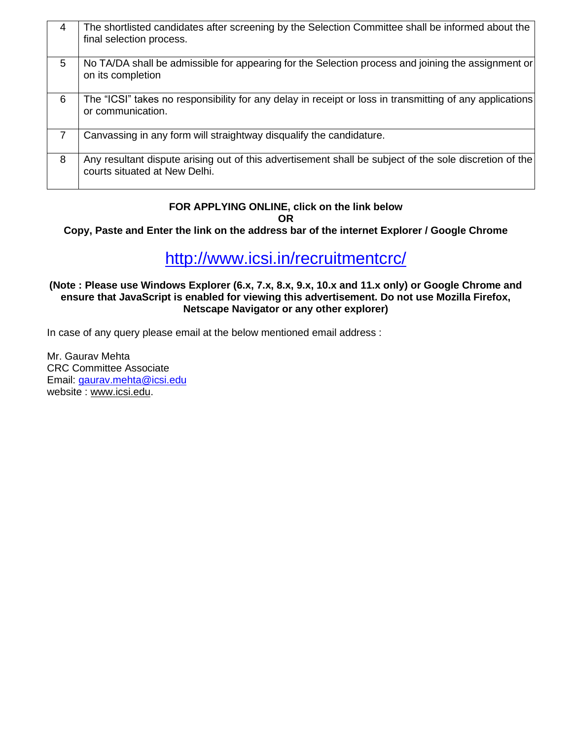| | |
|---|---|
| 4 | The shortlisted candidates after screening by the Selection Committee shall be informed about the final selection process. |
| 5 | No TA/DA shall be admissible for appearing for the Selection process and joining the assignment or on its completion |
| 6 | The "ICSI" takes no responsibility for any delay in receipt or loss in transmitting of any applications or communication. |
| 7 | Canvassing in any form will straightway disqualify the candidature. |
| 8 | Any resultant dispute arising out of this advertisement shall be subject of the sole discretion of the courts situated at New Delhi. |

**FOR APPLYING ONLINE, click on the link below**

**OR**

**Copy, Paste and Enter the link on the address bar of the internet Explorer / Google Chrome**

## http://www.icsi.in/recruitmentcrc/

**(Note : Please use Windows Explorer (6.x, 7.x, 8.x, 9.x, 10.x and 11.x only) or Google Chrome and ensure that JavaScript is enabled for viewing this advertisement. Do not use Mozilla Firefox, Netscape Navigator or any other explorer)**

In case of any query please email at the below mentioned email address :

Mr. Gaurav Mehta
CRC Committee Associate
Email: gaurav.mehta@icsi.edu
website : www.icsi.edu.